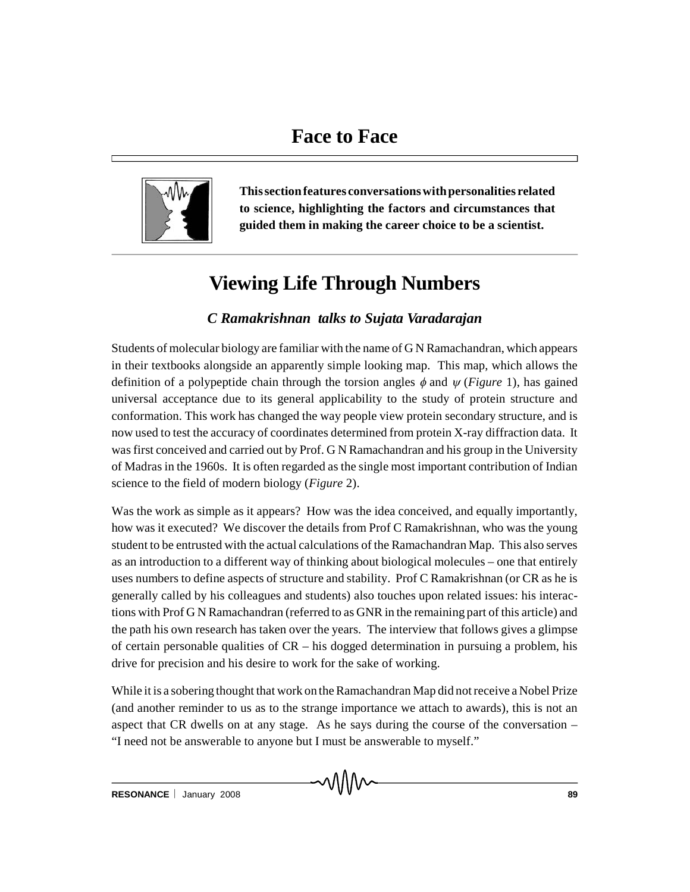# Face to Face

**This section features conversations with personalities related to science, highlighting the factors and circumstances that guided them in making the career choice to be a scientist.**

## Viewing Life Through Numbers

### *C Ramakrishnan talks to Sujata Varadarajan*

Students of molecular biology are familiar with the name of G N Ramachandran, which appears in their textbooks alongside an apparently simple looking map. This map, which allows the definition of a polypeptide chain through the torsion angles $\phi$ and $\psi$ (*Figure* 1), has gained universal acceptance due to its general applicability to the study of protein structure and conformation. This work has changed the way people view protein secondary structure, and is now used to test the accuracy of coordinates determined from protein X-ray diffraction data. It was first conceived and carried out by Prof. G N Ramachandran and his group in the University of Madras in the 1960s. It is often regarded as the single most important contribution of Indian science to the field of modern biology (*Figure* 2).

Was the work as simple as it appears? How was the idea conceived, and equally importantly, how was it executed? We discover the details from Prof C Ramakrishnan, who was the young student to be entrusted with the actual calculations of the Ramachandran Map. This also serves as an introduction to a different way of thinking about biological molecules – one that entirely uses numbers to define aspects of structure and stability. Prof C Ramakrishnan (or CR as he is generally called by his colleagues and students) also touches upon related issues: his interactions with Prof G N Ramachandran (referred to as GNR in the remaining part of this article) and the path his own research has taken over the years. The interview that follows gives a glimpse of certain personable qualities of CR – his dogged determination in pursuing a problem, his drive for precision and his desire to work for the sake of working.

While it is a sobering thought that work on the Ramachandran Map did not receive a Nobel Prize (and another reminder to us as to the strange importance we attach to awards), this is not an aspect that CR dwells on at any stage. As he says during the course of the conversation – "I need not be answerable to anyone but I must be answerable to myself."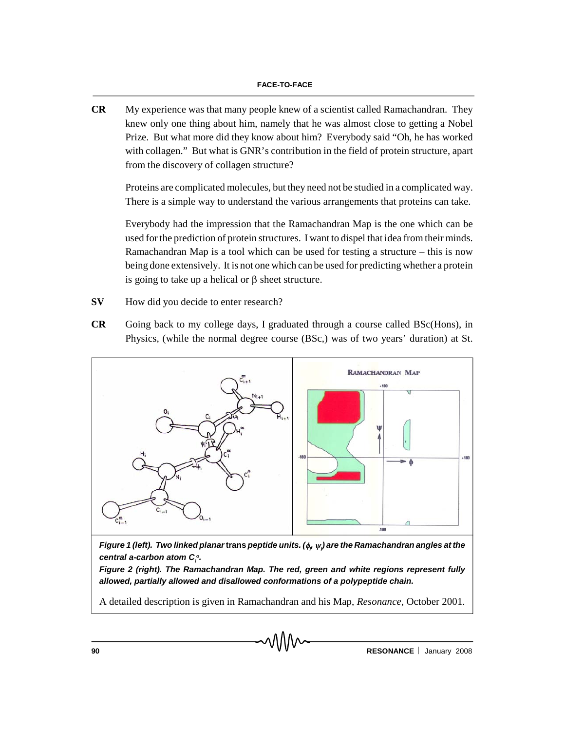**CR** My experience was that many people knew of a scientist called Ramachandran. They knew only one thing about him, namely that he was almost close to getting a Nobel Prize. But what more did they know about him? Everybody said "Oh, he has worked with collagen." But what is GNR's contribution in the field of protein structure, apart from the discovery of collagen structure?

Proteins are complicated molecules, but they need not be studied in a complicated way. There is a simple way to understand the various arrangements that proteins can take.

Everybody had the impression that the Ramachandran Map is the one which can be used for the prediction of protein structures. I want to dispel that idea from their minds. Ramachandran Map is a tool which can be used for testing a structure – this is now being done extensively. It is not one which can be used for predicting whether a protein is going to take up a helical or β sheet structure.

**SV** How did you decide to enter research?

**CR** Going back to my college days, I graduated through a course called BSc(Hons), in Physics, (while the normal degree course (BSc,) was of two years' duration) at St.

***Figure 1 (left). Two linked planar* trans *peptide units. ($\phi_i$, $\psi_i$) are the Ramachandran angles at the central a-carbon atom $C_i^{\alpha}$.***

***Figure 2 (right). The Ramachandran Map. The red, green and white regions represent fully allowed, partially allowed and disallowed conformations of a polypeptide chain.***

A detailed description is given in Ramachandran and his Map, *Resonance*, October 2001.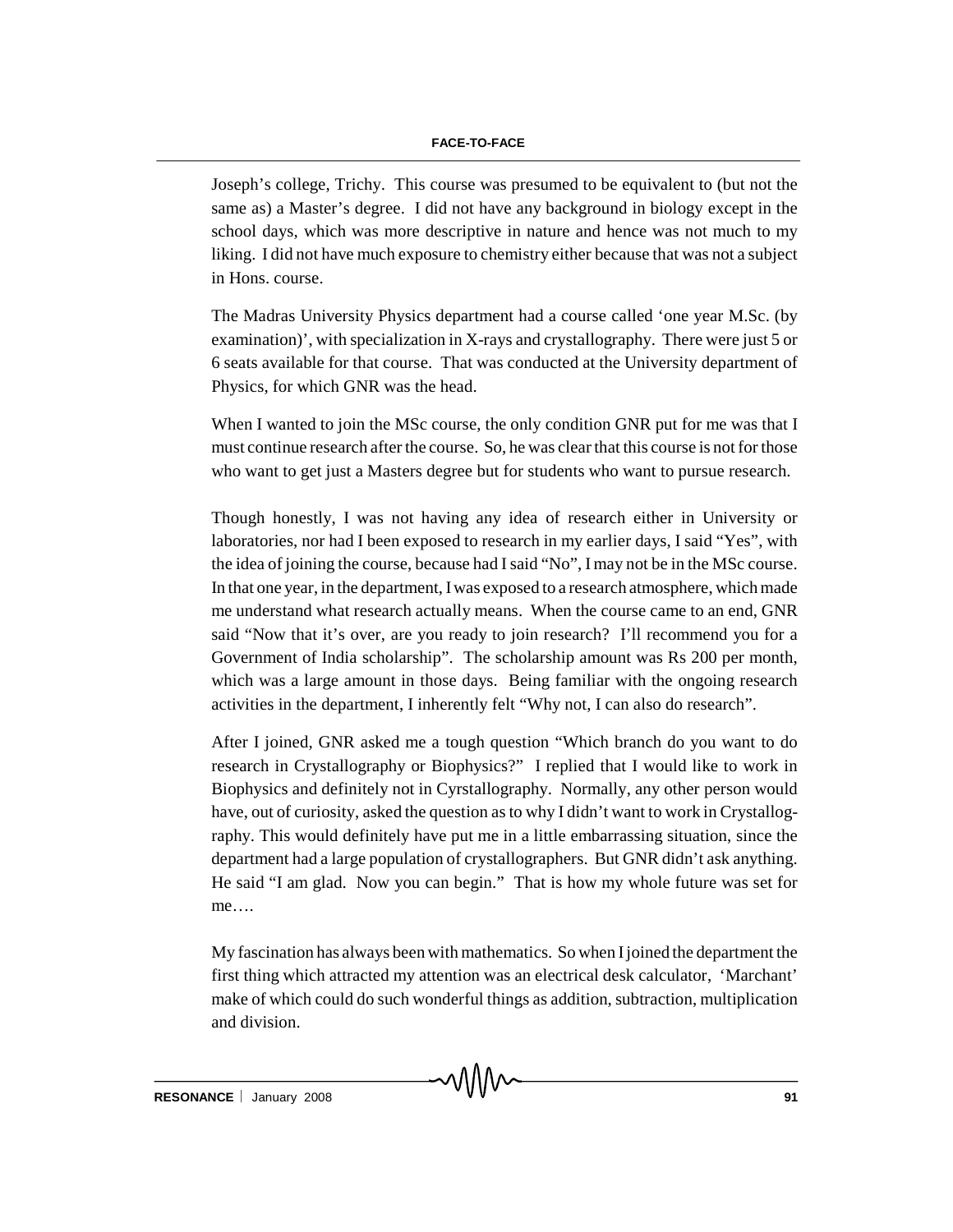Joseph's college, Trichy. This course was presumed to be equivalent to (but not the same as) a Master's degree. I did not have any background in biology except in the school days, which was more descriptive in nature and hence was not much to my liking. I did not have much exposure to chemistry either because that was not a subject in Hons. course.

The Madras University Physics department had a course called 'one year M.Sc. (by examination)', with specialization in X-rays and crystallography. There were just 5 or 6 seats available for that course. That was conducted at the University department of Physics, for which GNR was the head.

When I wanted to join the MSc course, the only condition GNR put for me was that I must continue research after the course. So, he was clear that this course is not for those who want to get just a Masters degree but for students who want to pursue research.

Though honestly, I was not having any idea of research either in University or laboratories, nor had I been exposed to research in my earlier days, I said "Yes", with the idea of joining the course, because had I said "No", I may not be in the MSc course. In that one year, in the department, I was exposed to a research atmosphere, which made me understand what research actually means. When the course came to an end, GNR said "Now that it's over, are you ready to join research? I'll recommend you for a Government of India scholarship". The scholarship amount was Rs 200 per month, which was a large amount in those days. Being familiar with the ongoing research activities in the department, I inherently felt "Why not, I can also do research".

After I joined, GNR asked me a tough question "Which branch do you want to do research in Crystallography or Biophysics?" I replied that I would like to work in Biophysics and definitely not in Cyrstallography. Normally, any other person would have, out of curiosity, asked the question as to why I didn't want to work in Crystallography. This would definitely have put me in a little embarrassing situation, since the department had a large population of crystallographers. But GNR didn't ask anything. He said "I am glad. Now you can begin." That is how my whole future was set for me….

My fascination has always been with mathematics. So when I joined the department the first thing which attracted my attention was an electrical desk calculator, 'Marchant' make of which could do such wonderful things as addition, subtraction, multiplication and division.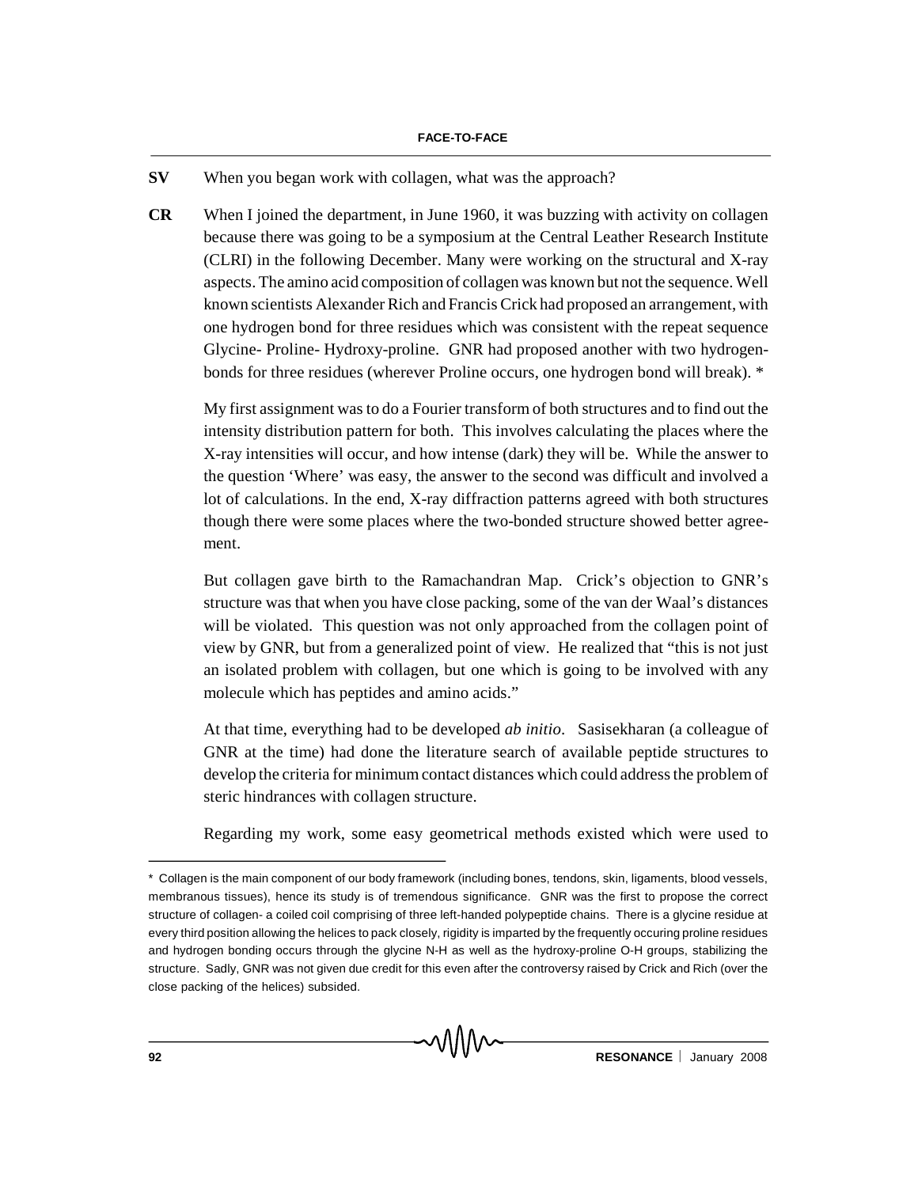**SV** When you began work with collagen, what was the approach?

**CR** When I joined the department, in June 1960, it was buzzing with activity on collagen because there was going to be a symposium at the Central Leather Research Institute (CLRI) in the following December. Many were working on the structural and X-ray aspects. The amino acid composition of collagen was known but not the sequence. Well known scientists Alexander Rich and Francis Crick had proposed an arrangement, with one hydrogen bond for three residues which was consistent with the repeat sequence Glycine- Proline- Hydroxy-proline. GNR had proposed another with two hydrogen-bonds for three residues (wherever Proline occurs, one hydrogen bond will break). *

My first assignment was to do a Fourier transform of both structures and to find out the intensity distribution pattern for both. This involves calculating the places where the X-ray intensities will occur, and how intense (dark) they will be. While the answer to the question 'Where' was easy, the answer to the second was difficult and involved a lot of calculations. In the end, X-ray diffraction patterns agreed with both structures though there were some places where the two-bonded structure showed better agreement.

But collagen gave birth to the Ramachandran Map. Crick's objection to GNR's structure was that when you have close packing, some of the van der Waal's distances will be violated. This question was not only approached from the collagen point of view by GNR, but from a generalized point of view. He realized that "this is not just an isolated problem with collagen, but one which is going to be involved with any molecule which has peptides and amino acids."

At that time, everything had to be developed *ab initio*. Sasisekharan (a colleague of GNR at the time) had done the literature search of available peptide structures to develop the criteria for minimum contact distances which could address the problem of steric hindrances with collagen structure.

Regarding my work, some easy geometrical methods existed which were used to

* Collagen is the main component of our body framework (including bones, tendons, skin, ligaments, blood vessels, membranous tissues), hence its study is of tremendous significance. GNR was the first to propose the correct structure of collagen- a coiled coil comprising of three left-handed polypeptide chains. There is a glycine residue at every third position allowing the helices to pack closely, rigidity is imparted by the frequently occuring proline residues and hydrogen bonding occurs through the glycine N-H as well as the hydroxy-proline O-H groups, stabilizing the structure. Sadly, GNR was not given due credit for this even after the controversy raised by Crick and Rich (over the close packing of the helices) subsided.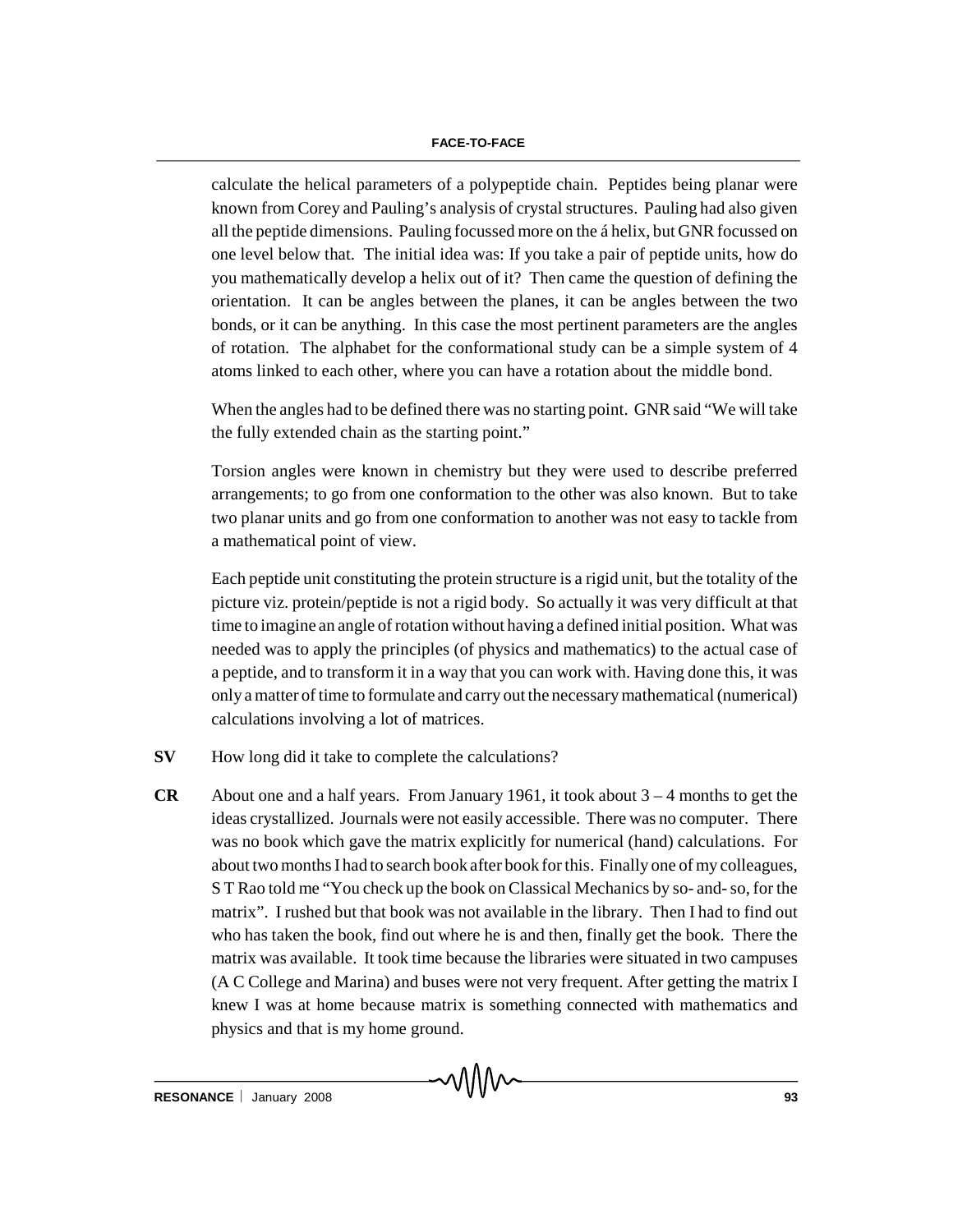calculate the helical parameters of a polypeptide chain. Peptides being planar were known from Corey and Pauling's analysis of crystal structures. Pauling had also given all the peptide dimensions. Pauling focussed more on the á helix, but GNR focussed on one level below that. The initial idea was: If you take a pair of peptide units, how do you mathematically develop a helix out of it? Then came the question of defining the orientation. It can be angles between the planes, it can be angles between the two bonds, or it can be anything. In this case the most pertinent parameters are the angles of rotation. The alphabet for the conformational study can be a simple system of 4 atoms linked to each other, where you can have a rotation about the middle bond.

When the angles had to be defined there was no starting point. GNR said "We will take the fully extended chain as the starting point."

Torsion angles were known in chemistry but they were used to describe preferred arrangements; to go from one conformation to the other was also known. But to take two planar units and go from one conformation to another was not easy to tackle from a mathematical point of view.

Each peptide unit constituting the protein structure is a rigid unit, but the totality of the picture viz. protein/peptide is not a rigid body. So actually it was very difficult at that time to imagine an angle of rotation without having a defined initial position. What was needed was to apply the principles (of physics and mathematics) to the actual case of a peptide, and to transform it in a way that you can work with. Having done this, it was only a matter of time to formulate and carry out the necessary mathematical (numerical) calculations involving a lot of matrices.

**SV** How long did it take to complete the calculations?

**CR** About one and a half years. From January 1961, it took about 3 – 4 months to get the ideas crystallized. Journals were not easily accessible. There was no computer. There was no book which gave the matrix explicitly for numerical (hand) calculations. For about two months I had to search book after book for this. Finally one of my colleagues, S T Rao told me "You check up the book on Classical Mechanics by so- and- so, for the matrix". I rushed but that book was not available in the library. Then I had to find out who has taken the book, find out where he is and then, finally get the book. There the matrix was available. It took time because the libraries were situated in two campuses (A C College and Marina) and buses were not very frequent. After getting the matrix I knew I was at home because matrix is something connected with mathematics and physics and that is my home ground.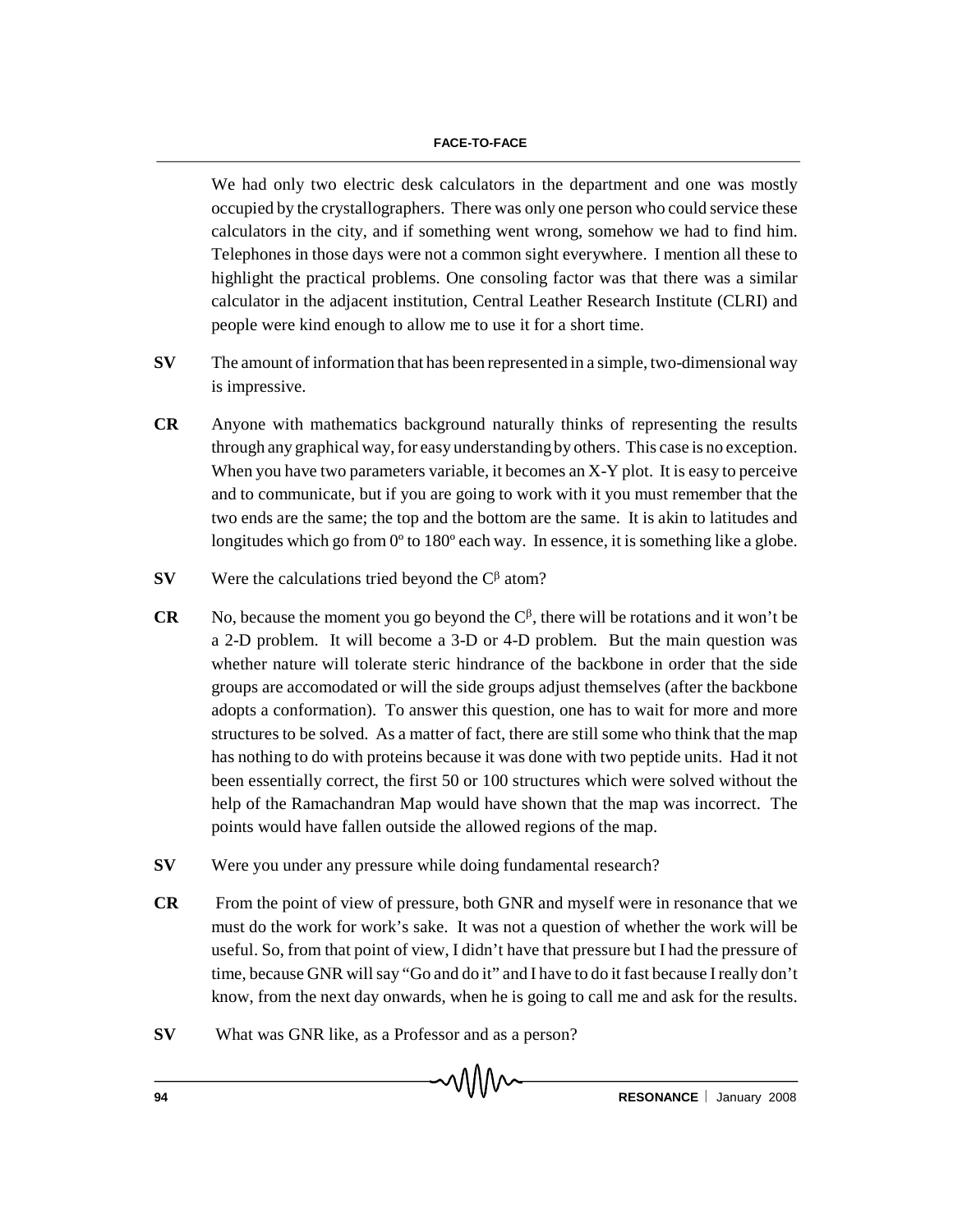We had only two electric desk calculators in the department and one was mostly occupied by the crystallographers. There was only one person who could service these calculators in the city, and if something went wrong, somehow we had to find him. Telephones in those days were not a common sight everywhere. I mention all these to highlight the practical problems. One consoling factor was that there was a similar calculator in the adjacent institution, Central Leather Research Institute (CLRI) and people were kind enough to allow me to use it for a short time.

**SV** The amount of information that has been represented in a simple, two-dimensional way is impressive.

**CR** Anyone with mathematics background naturally thinks of representing the results through any graphical way, for easy understanding by others. This case is no exception. When you have two parameters variable, it becomes an X-Y plot. It is easy to perceive and to communicate, but if you are going to work with it you must remember that the two ends are the same; the top and the bottom are the same. It is akin to latitudes and longitudes which go from $0^{o}$ to $180^{o}$ each way. In essence, it is something like a globe.

**SV** Were the calculations tried beyond the $C^{\beta}$ atom?

**CR** No, because the moment you go beyond the $C^{\beta}$, there will be rotations and it won't be a 2-D problem. It will become a 3-D or 4-D problem. But the main question was whether nature will tolerate steric hindrance of the backbone in order that the side groups are accomodated or will the side groups adjust themselves (after the backbone adopts a conformation). To answer this question, one has to wait for more and more structures to be solved. As a matter of fact, there are still some who think that the map has nothing to do with proteins because it was done with two peptide units. Had it not been essentially correct, the first 50 or 100 structures which were solved without the help of the Ramachandran Map would have shown that the map was incorrect. The points would have fallen outside the allowed regions of the map.

**SV** Were you under any pressure while doing fundamental research?

**CR** From the point of view of pressure, both GNR and myself were in resonance that we must do the work for work's sake. It was not a question of whether the work will be useful. So, from that point of view, I didn't have that pressure but I had the pressure of time, because GNR will say "Go and do it" and I have to do it fast because I really don't know, from the next day onwards, when he is going to call me and ask for the results.

**SV** What was GNR like, as a Professor and as a person?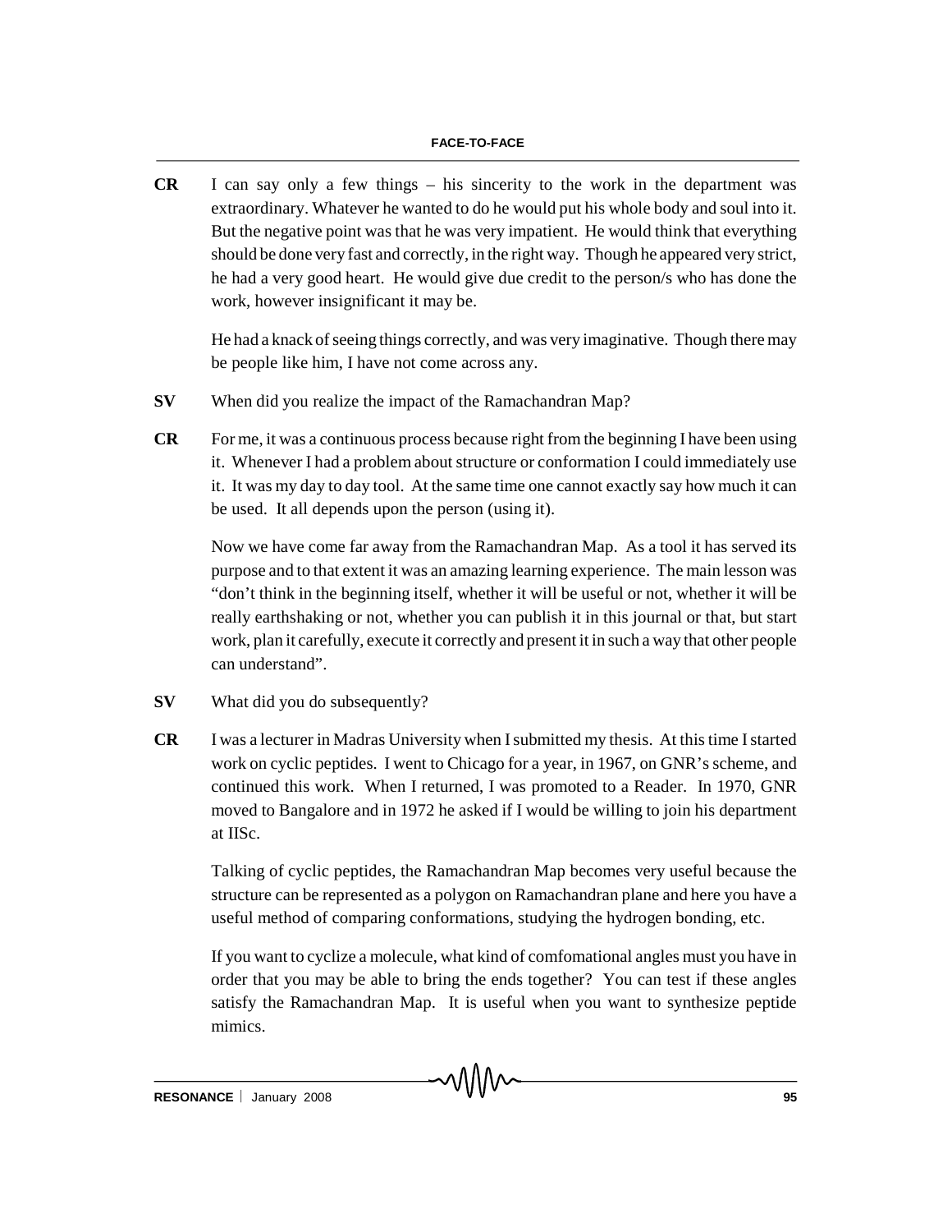**CR** I can say only a few things – his sincerity to the work in the department was extraordinary. Whatever he wanted to do he would put his whole body and soul into it. But the negative point was that he was very impatient. He would think that everything should be done very fast and correctly, in the right way. Though he appeared very strict, he had a very good heart. He would give due credit to the person/s who has done the work, however insignificant it may be.

He had a knack of seeing things correctly, and was very imaginative. Though there may be people like him, I have not come across any.

**SV** When did you realize the impact of the Ramachandran Map?

**CR** For me, it was a continuous process because right from the beginning I have been using it. Whenever I had a problem about structure or conformation I could immediately use it. It was my day to day tool. At the same time one cannot exactly say how much it can be used. It all depends upon the person (using it).

Now we have come far away from the Ramachandran Map. As a tool it has served its purpose and to that extent it was an amazing learning experience. The main lesson was "don't think in the beginning itself, whether it will be useful or not, whether it will be really earthshaking or not, whether you can publish it in this journal or that, but start work, plan it carefully, execute it correctly and present it in such a way that other people can understand".

**SV** What did you do subsequently?

**CR** I was a lecturer in Madras University when I submitted my thesis. At this time I started work on cyclic peptides. I went to Chicago for a year, in 1967, on GNR's scheme, and continued this work. When I returned, I was promoted to a Reader. In 1970, GNR moved to Bangalore and in 1972 he asked if I would be willing to join his department at IISc.

Talking of cyclic peptides, the Ramachandran Map becomes very useful because the structure can be represented as a polygon on Ramachandran plane and here you have a useful method of comparing conformations, studying the hydrogen bonding, etc.

If you want to cyclize a molecule, what kind of comfomational angles must you have in order that you may be able to bring the ends together? You can test if these angles satisfy the Ramachandran Map. It is useful when you want to synthesize peptide mimics.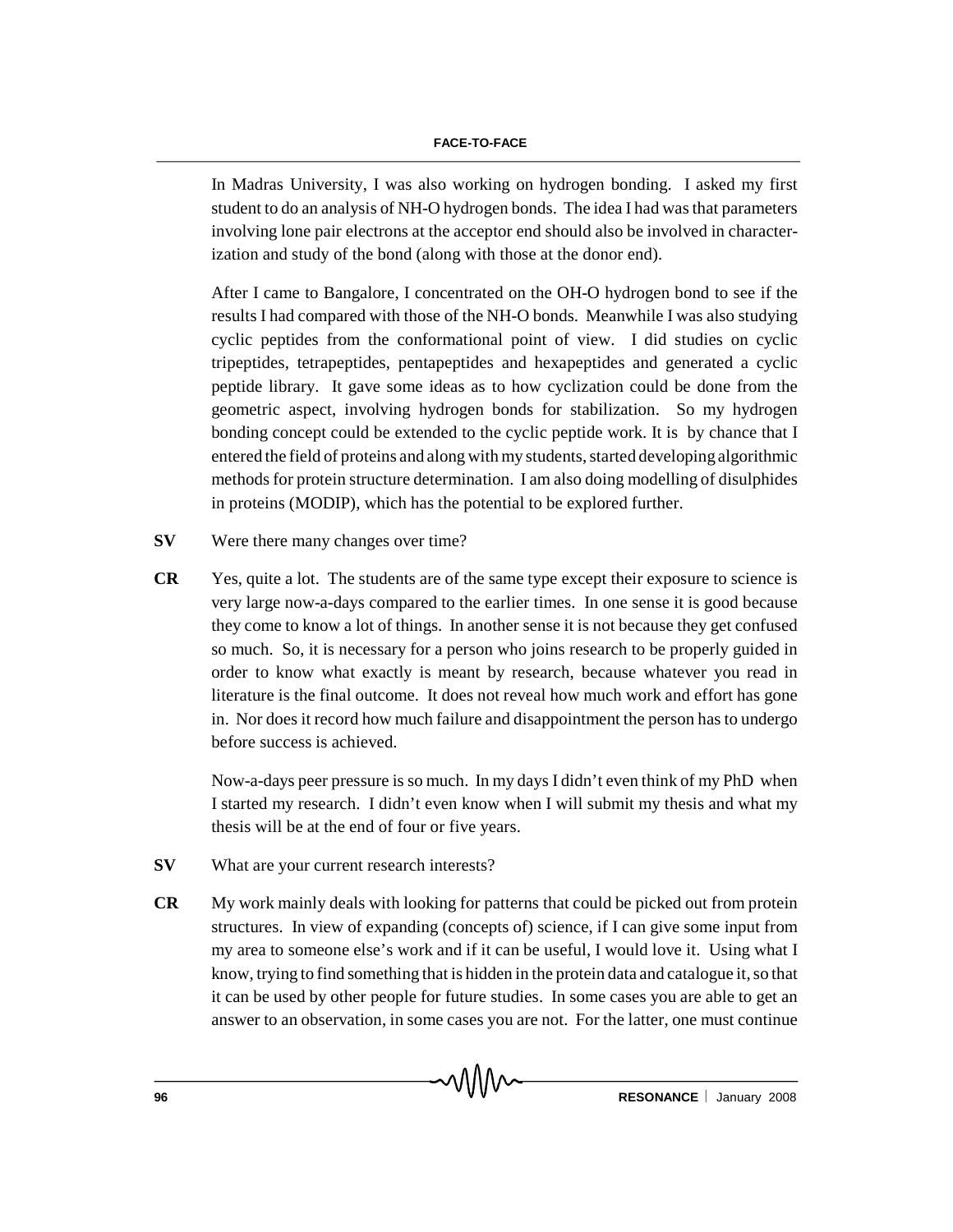In Madras University, I was also working on hydrogen bonding. I asked my first student to do an analysis of NH-O hydrogen bonds. The idea I had was that parameters involving lone pair electrons at the acceptor end should also be involved in characterization and study of the bond (along with those at the donor end).

After I came to Bangalore, I concentrated on the OH-O hydrogen bond to see if the results I had compared with those of the NH-O bonds. Meanwhile I was also studying cyclic peptides from the conformational point of view. I did studies on cyclic tripeptides, tetrapeptides, pentapeptides and hexapeptides and generated a cyclic peptide library. It gave some ideas as to how cyclization could be done from the geometric aspect, involving hydrogen bonds for stabilization. So my hydrogen bonding concept could be extended to the cyclic peptide work. It is by chance that I entered the field of proteins and along with my students, started developing algorithmic methods for protein structure determination. I am also doing modelling of disulphides in proteins (MODIP), which has the potential to be explored further.

**SV** Were there many changes over time?

**CR** Yes, quite a lot. The students are of the same type except their exposure to science is very large now-a-days compared to the earlier times. In one sense it is good because they come to know a lot of things. In another sense it is not because they get confused so much. So, it is necessary for a person who joins research to be properly guided in order to know what exactly is meant by research, because whatever you read in literature is the final outcome. It does not reveal how much work and effort has gone in. Nor does it record how much failure and disappointment the person has to undergo before success is achieved.

Now-a-days peer pressure is so much. In my days I didn't even think of my PhD when I started my research. I didn't even know when I will submit my thesis and what my thesis will be at the end of four or five years.

**SV** What are your current research interests?

**CR** My work mainly deals with looking for patterns that could be picked out from protein structures. In view of expanding (concepts of) science, if I can give some input from my area to someone else's work and if it can be useful, I would love it. Using what I know, trying to find something that is hidden in the protein data and catalogue it, so that it can be used by other people for future studies. In some cases you are able to get an answer to an observation, in some cases you are not. For the latter, one must continue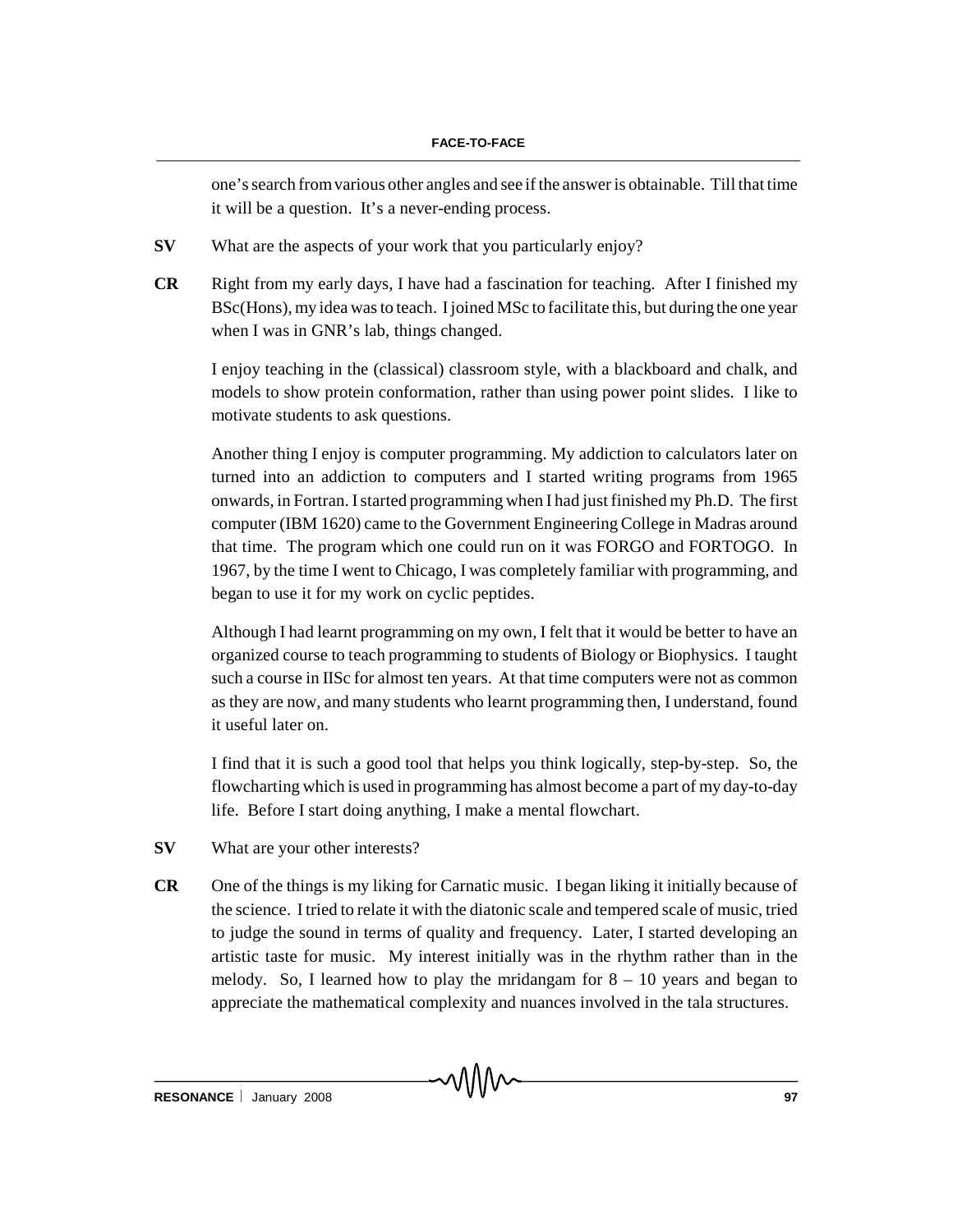one's search from various other angles and see if the answer is obtainable. Till that time it will be a question. It's a never-ending process.

**SV** What are the aspects of your work that you particularly enjoy?

**CR** Right from my early days, I have had a fascination for teaching. After I finished my BSc(Hons), my idea was to teach. I joined MSc to facilitate this, but during the one year when I was in GNR's lab, things changed.

I enjoy teaching in the (classical) classroom style, with a blackboard and chalk, and models to show protein conformation, rather than using power point slides. I like to motivate students to ask questions.

Another thing I enjoy is computer programming. My addiction to calculators later on turned into an addiction to computers and I started writing programs from 1965 onwards, in Fortran. I started programming when I had just finished my Ph.D. The first computer (IBM 1620) came to the Government Engineering College in Madras around that time. The program which one could run on it was FORGO and FORTOGO. In 1967, by the time I went to Chicago, I was completely familiar with programming, and began to use it for my work on cyclic peptides.

Although I had learnt programming on my own, I felt that it would be better to have an organized course to teach programming to students of Biology or Biophysics. I taught such a course in IISc for almost ten years. At that time computers were not as common as they are now, and many students who learnt programming then, I understand, found it useful later on.

I find that it is such a good tool that helps you think logically, step-by-step. So, the flowcharting which is used in programming has almost become a part of my day-to-day life. Before I start doing anything, I make a mental flowchart.

**SV** What are your other interests?

**CR** One of the things is my liking for Carnatic music. I began liking it initially because of the science. I tried to relate it with the diatonic scale and tempered scale of music, tried to judge the sound in terms of quality and frequency. Later, I started developing an artistic taste for music. My interest initially was in the rhythm rather than in the melody. So, I learned how to play the mridangam for 8 – 10 years and began to appreciate the mathematical complexity and nuances involved in the tala structures.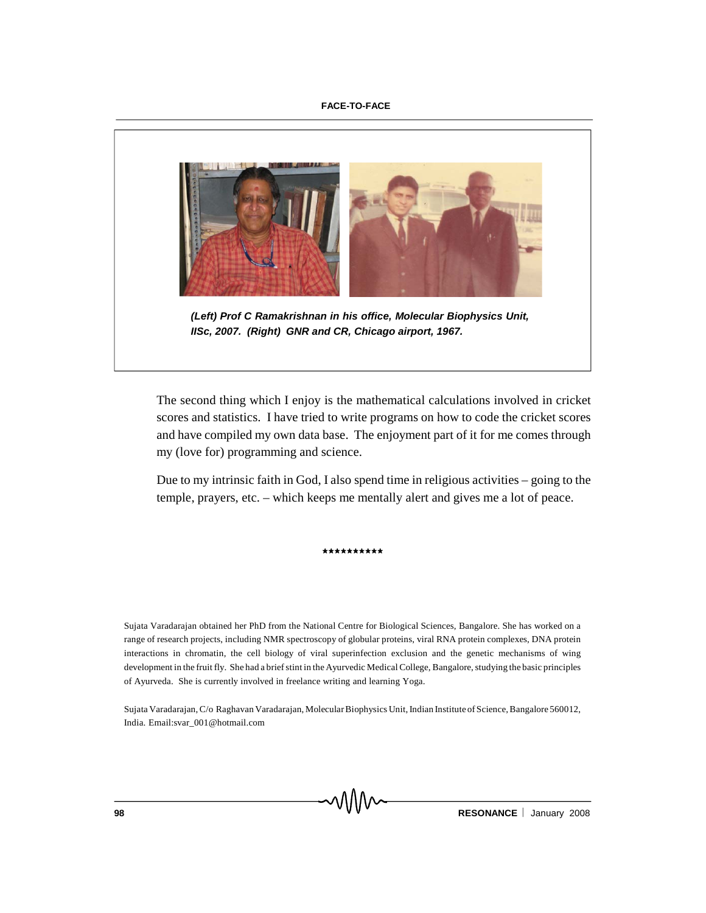*(Left) Prof C Ramakrishnan in his office, Molecular Biophysics Unit, IISc, 2007. (Right) GNR and CR, Chicago airport, 1967.*

The second thing which I enjoy is the mathematical calculations involved in cricket scores and statistics. I have tried to write programs on how to code the cricket scores and have compiled my own data base. The enjoyment part of it for me comes through my (love for) programming and science.

Due to my intrinsic faith in God, I also spend time in religious activities – going to the temple, prayers, etc. – which keeps me mentally alert and gives me a lot of peace.

**********

Sujata Varadarajan obtained her PhD from the National Centre for Biological Sciences, Bangalore. She has worked on a range of research projects, including NMR spectroscopy of globular proteins, viral RNA protein complexes, DNA protein interactions in chromatin, the cell biology of viral superinfection exclusion and the genetic mechanisms of wing development in the fruit fly. She had a brief stint in the Ayurvedic Medical College, Bangalore, studying the basic principles of Ayurveda. She is currently involved in freelance writing and learning Yoga.

Sujata Varadarajan, C/o Raghavan Varadarajan, Molecular Biophysics Unit, Indian Institute of Science, Bangalore 560012, India. Email:svar_001@hotmail.com